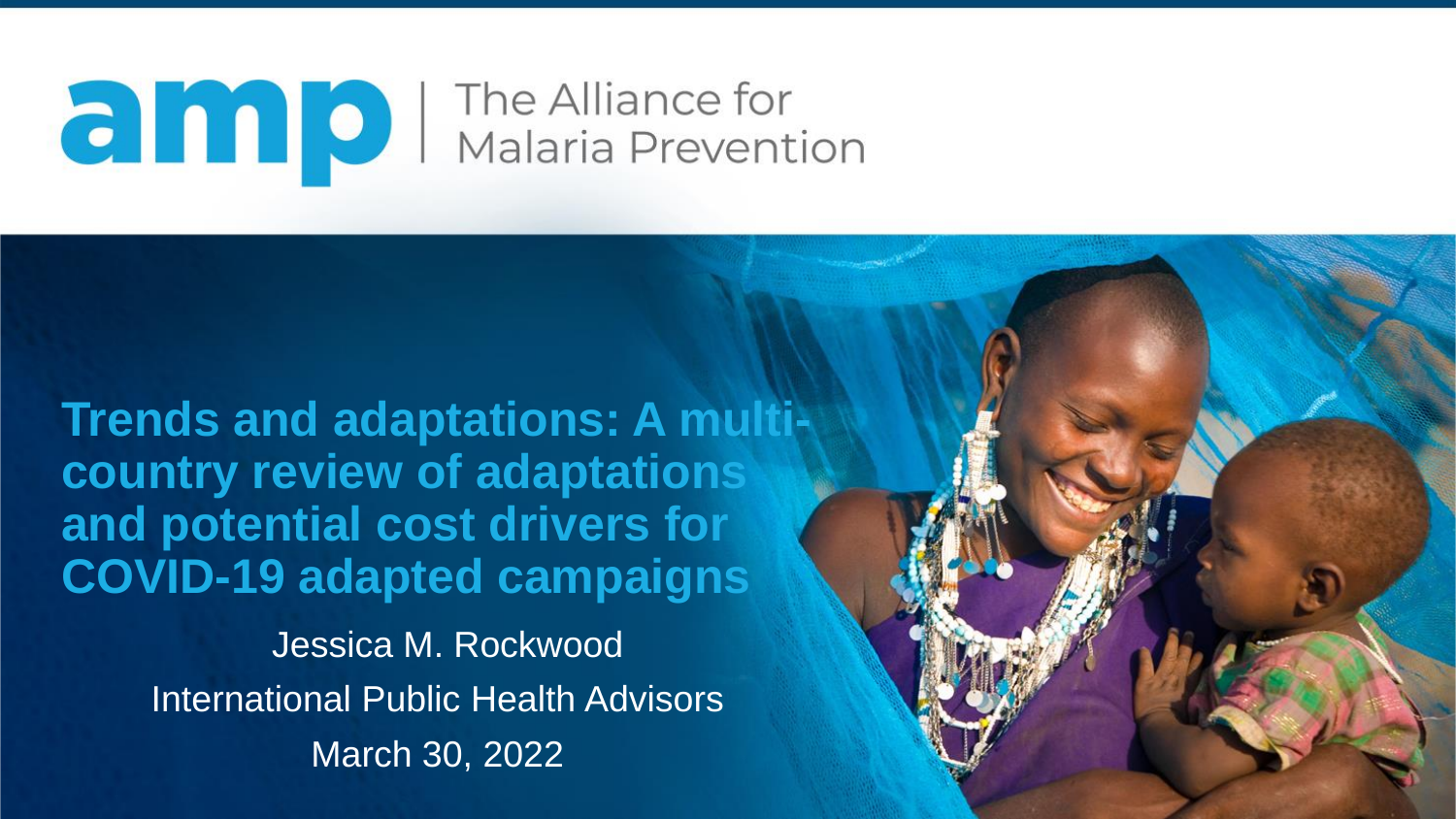amp | The Alliance for Malaria Prevention

# Trends and adaptations: A multi-country review of adaptations and potential cost drivers for COVID-19 adapted campaigns

Jessica M. Rockwood

International Public Health Advisors

March 30, 2022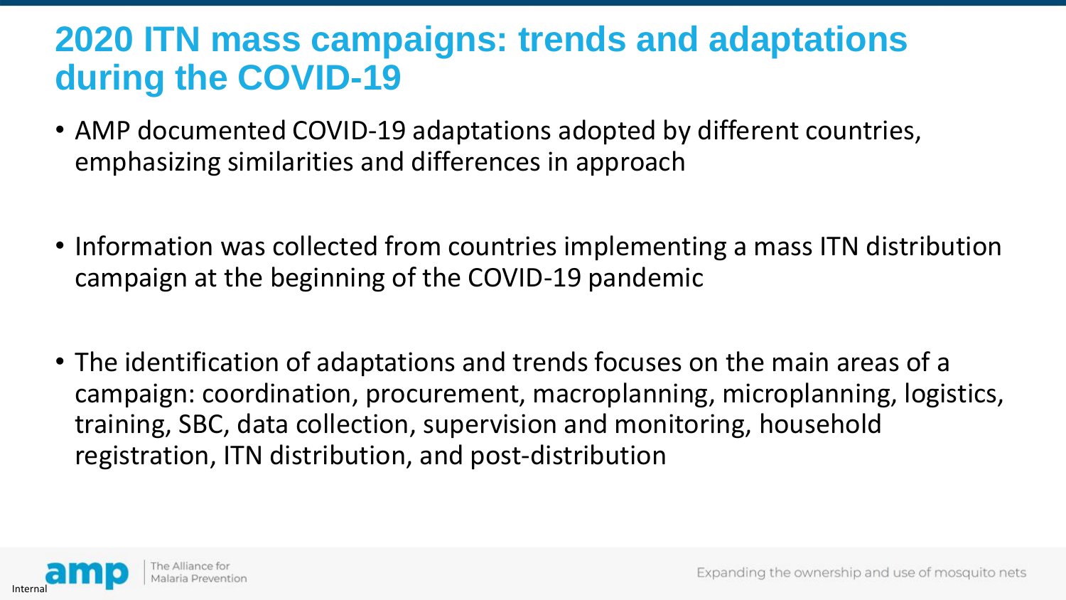# 2020 ITN mass campaigns: trends and adaptations during the COVID-19

- AMP documented COVID-19 adaptations adopted by different countries, emphasizing similarities and differences in approach
- Information was collected from countries implementing a mass ITN distribution campaign at the beginning of the COVID-19 pandemic
- The identification of adaptations and trends focuses on the main areas of a campaign: coordination, procurement, macroplanning, microplanning, logistics, training, SBC, data collection, supervision and monitoring, household registration, ITN distribution, and post-distribution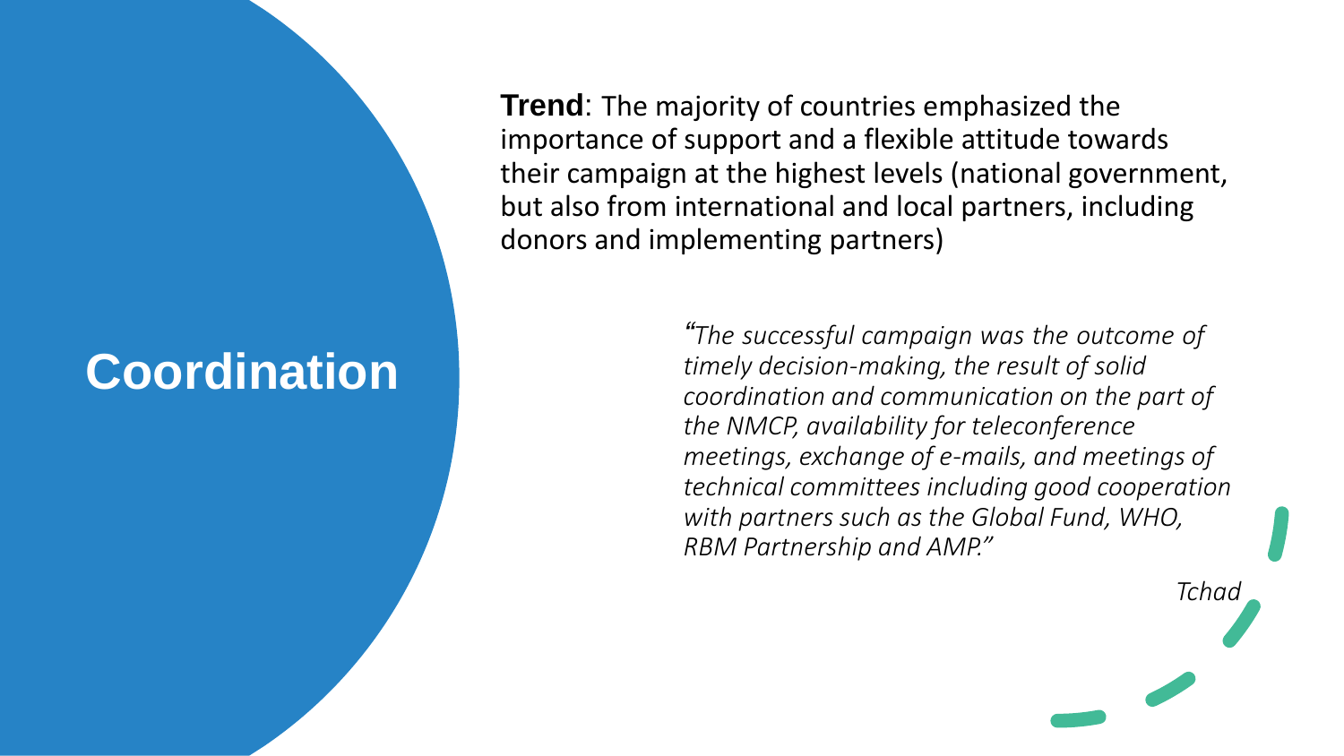# Coordination

**Trend**: The majority of countries emphasized the importance of support and a flexible attitude towards their campaign at the highest levels (national government, but also from international and local partners, including donors and implementing partners)

> *"The successful campaign was the outcome of timely decision-making, the result of solid coordination and communication on the part of the NMCP, availability for teleconference meetings, exchange of e-mails, and meetings of technical committees including good cooperation with partners such as the Global Fund, WHO, RBM Partnership and AMP."*
>
> *Tchad*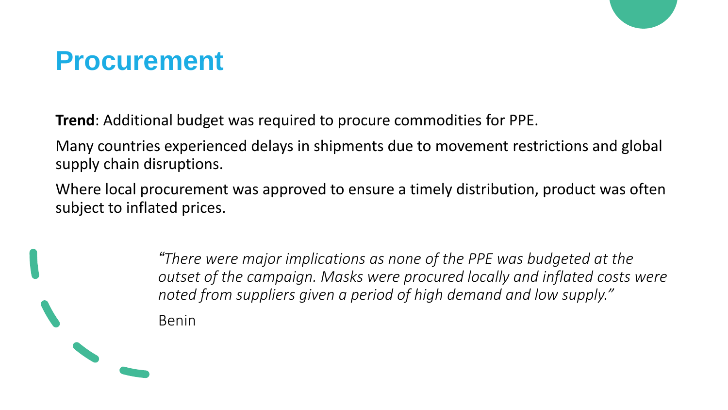# Procurement

**Trend**: Additional budget was required to procure commodities for PPE.

Many countries experienced delays in shipments due to movement restrictions and global supply chain disruptions.

Where local procurement was approved to ensure a timely distribution, product was often subject to inflated prices.

> *"There were major implications as none of the PPE was budgeted at the outset of the campaign. Masks were procured locally and inflated costs were noted from suppliers given a period of high demand and low supply."*
>
> Benin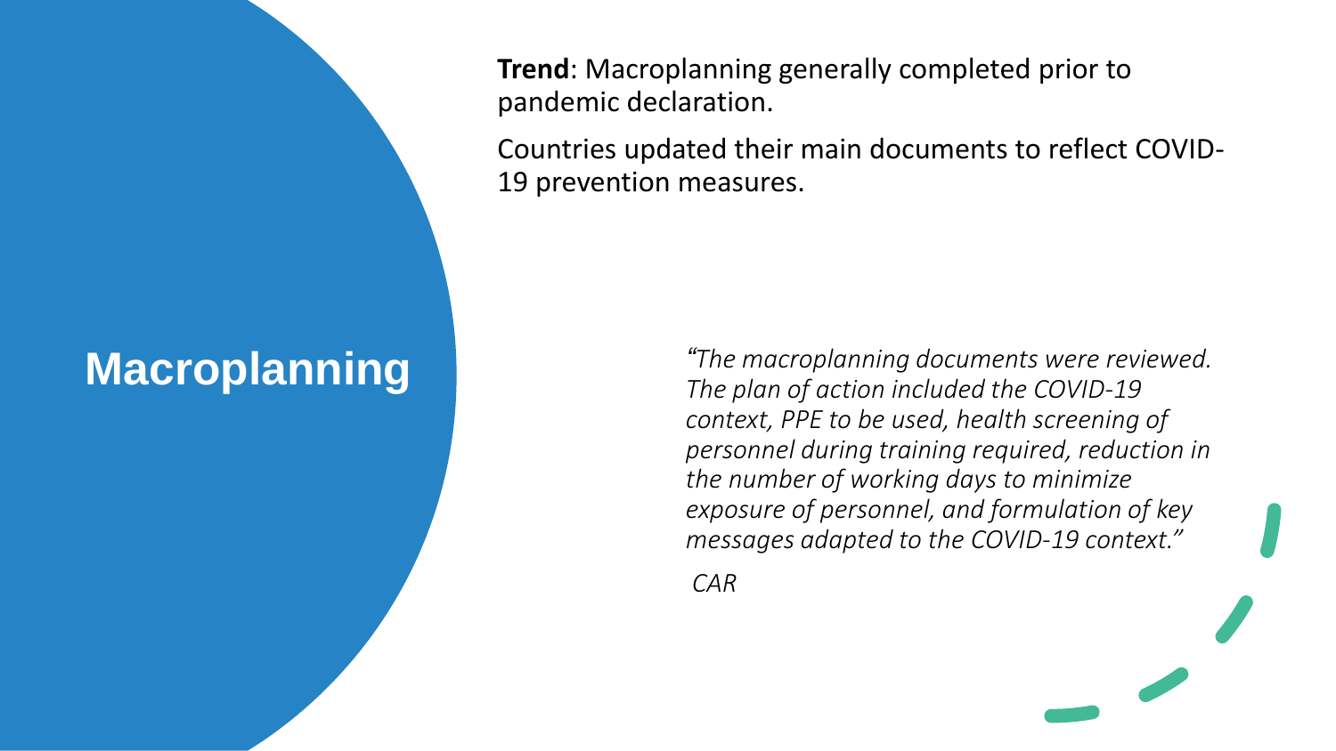# Macroplanning

**Trend**: Macroplanning generally completed prior to pandemic declaration.

Countries updated their main documents to reflect COVID-19 prevention measures.

> *"The macroplanning documents were reviewed. The plan of action included the COVID-19 context, PPE to be used, health screening of personnel during training required, reduction in the number of working days to minimize exposure of personnel, and formulation of key messages adapted to the COVID-19 context."*
>
> *CAR*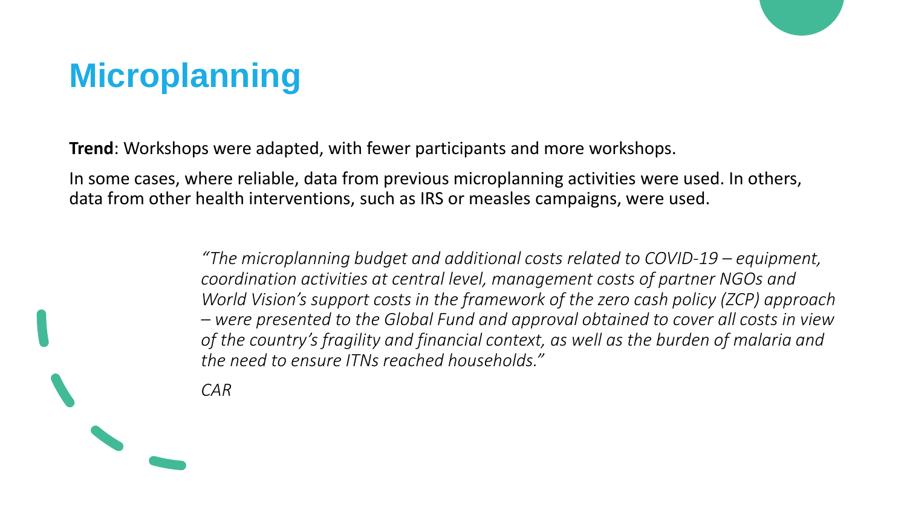# Microplanning

**Trend**: Workshops were adapted, with fewer participants and more workshops.

In some cases, where reliable, data from previous microplanning activities were used. In others, data from other health interventions, such as IRS or measles campaigns, were used.

> *"The microplanning budget and additional costs related to COVID-19 – equipment, coordination activities at central level, management costs of partner NGOs and World Vision's support costs in the framework of the zero cash policy (ZCP) approach – were presented to the Global Fund and approval obtained to cover all costs in view of the country's fragility and financial context, as well as the burden of malaria and the need to ensure ITNs reached households."*
>
> *CAR*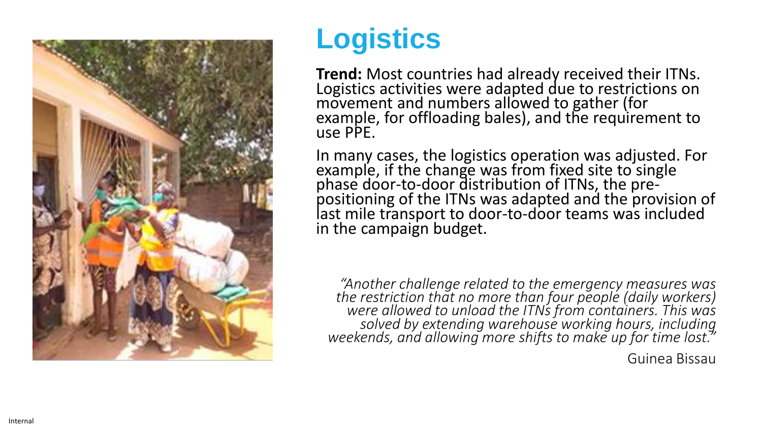# Logistics

**Trend:** Most countries had already received their ITNs. Logistics activities were adapted due to restrictions on movement and numbers allowed to gather (for example, for offloading bales), and the requirement to use PPE.

In many cases, the logistics operation was adjusted. For example, if the change was from fixed site to single phase door-to-door distribution of ITNs, the pre-positioning of the ITNs was adapted and the provision of last mile transport to door-to-door teams was included in the campaign budget.

*"Another challenge related to the emergency measures was the restriction that no more than four people (daily workers) were allowed to unload the ITNs from containers. This was solved by extending warehouse working hours, including weekends, and allowing more shifts to make up for time lost."*

Guinea Bissau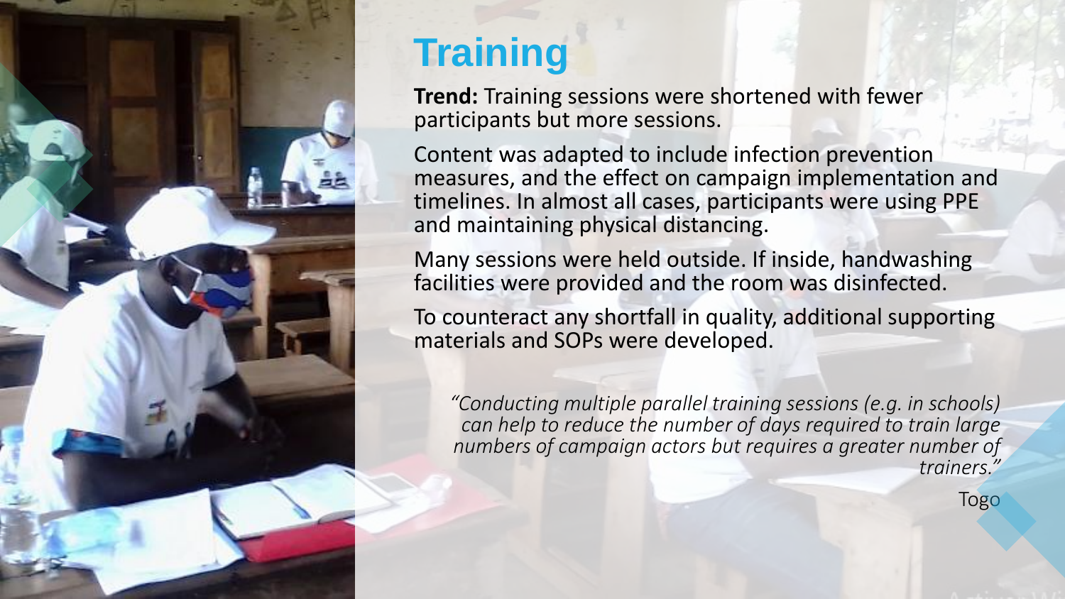# Training

**Trend:** Training sessions were shortened with fewer participants but more sessions.

Content was adapted to include infection prevention measures, and the effect on campaign implementation and timelines. In almost all cases, participants were using PPE and maintaining physical distancing.

Many sessions were held outside. If inside, handwashing facilities were provided and the room was disinfected.

To counteract any shortfall in quality, additional supporting materials and SOPs were developed.

*"Conducting multiple parallel training sessions (e.g. in schools) can help to reduce the number of days required to train large numbers of campaign actors but requires a greater number of trainers."*

Togo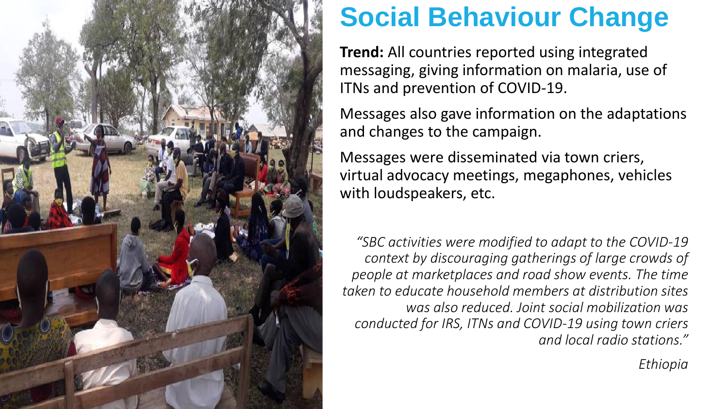# Social Behaviour Change

**Trend:** All countries reported using integrated messaging, giving information on malaria, use of ITNs and prevention of COVID-19.

Messages also gave information on the adaptations and changes to the campaign.

Messages were disseminated via town criers, virtual advocacy meetings, megaphones, vehicles with loudspeakers, etc.

*"SBC activities were modified to adapt to the COVID-19 context by discouraging gatherings of large crowds of people at marketplaces and road show events. The time taken to educate household members at distribution sites was also reduced. Joint social mobilization was conducted for IRS, ITNs and COVID-19 using town criers and local radio stations."*

*Ethiopia*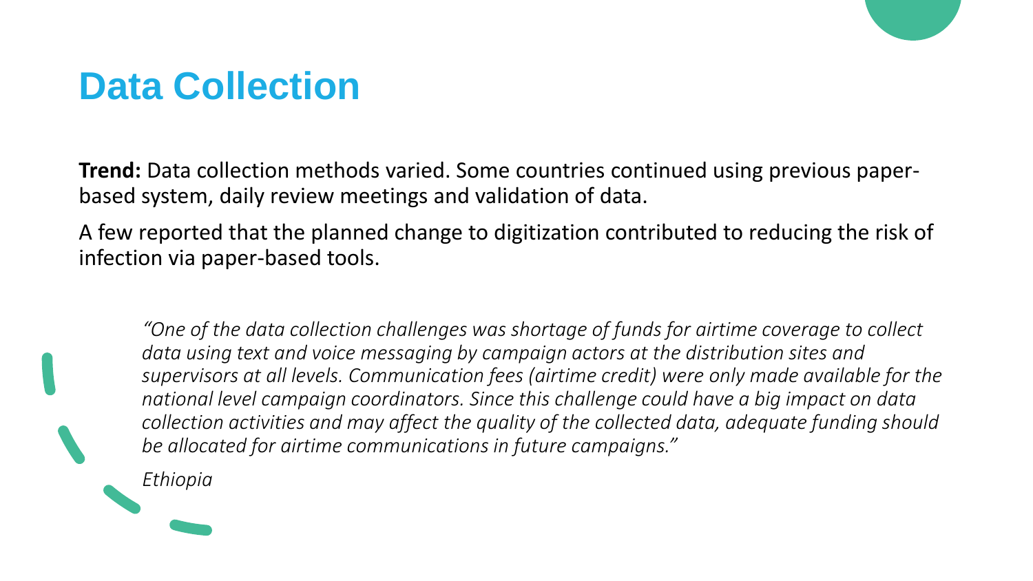# Data Collection

**Trend:** Data collection methods varied. Some countries continued using previous paper-based system, daily review meetings and validation of data.

A few reported that the planned change to digitization contributed to reducing the risk of infection via paper-based tools.

> *"One of the data collection challenges was shortage of funds for airtime coverage to collect data using text and voice messaging by campaign actors at the distribution sites and supervisors at all levels. Communication fees (airtime credit) were only made available for the national level campaign coordinators. Since this challenge could have a big impact on data collection activities and may affect the quality of the collected data, adequate funding should be allocated for airtime communications in future campaigns."*
>
> *Ethiopia*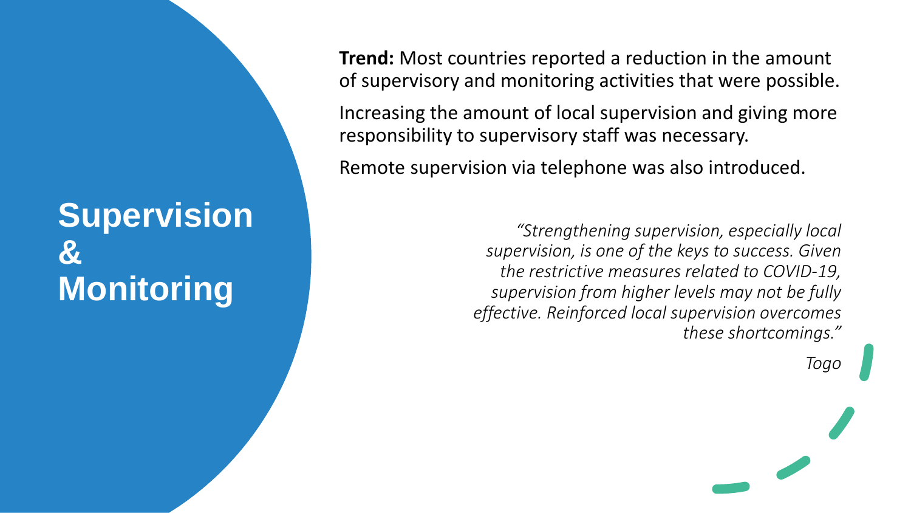# Supervision & Monitoring

**Trend:** Most countries reported a reduction in the amount of supervisory and monitoring activities that were possible.

Increasing the amount of local supervision and giving more responsibility to supervisory staff was necessary.

Remote supervision via telephone was also introduced.

> *"Strengthening supervision, especially local supervision, is one of the keys to success. Given the restrictive measures related to COVID-19, supervision from higher levels may not be fully effective. Reinforced local supervision overcomes these shortcomings."*
>
> *Togo*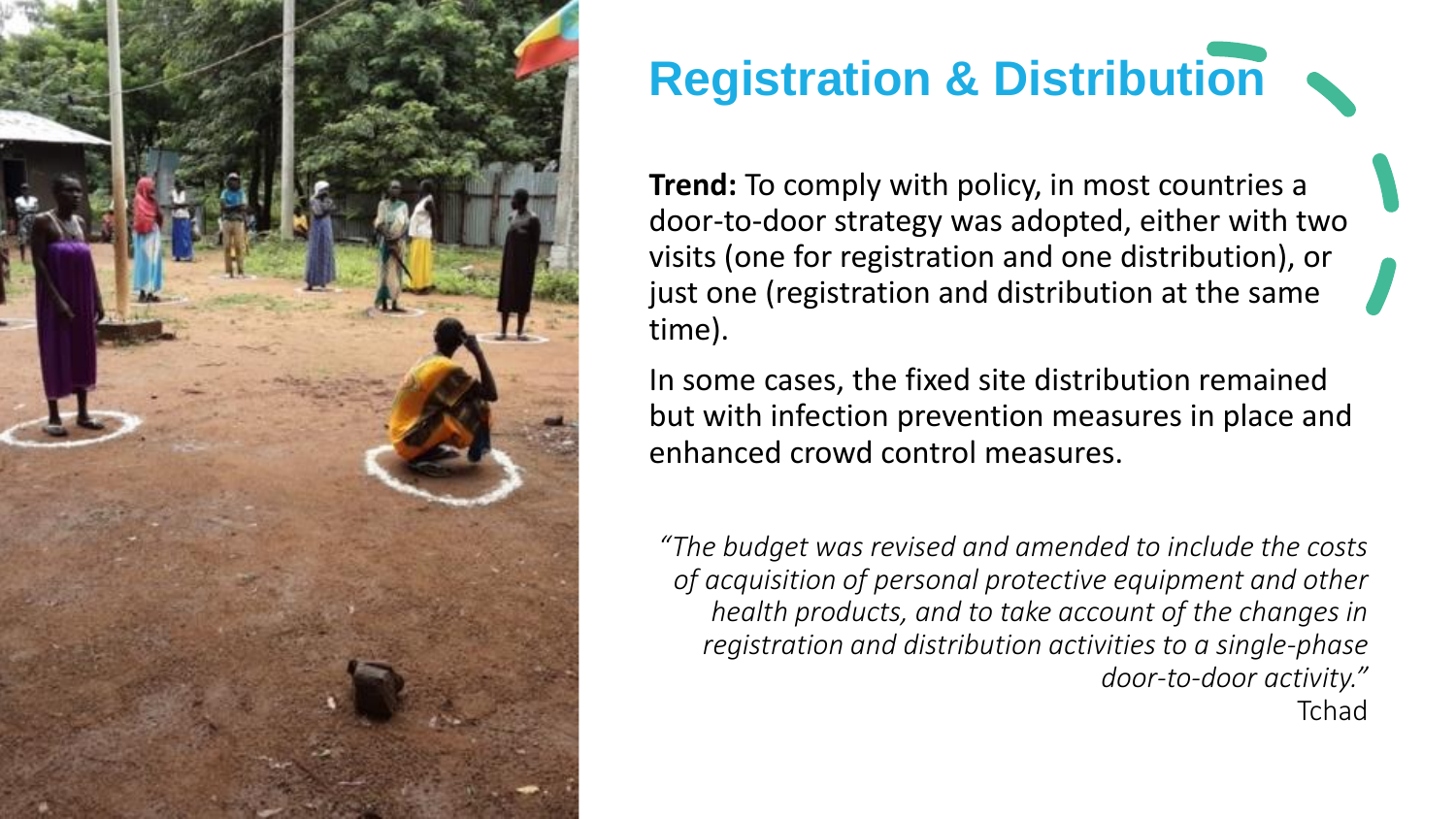# Registration & Distribution

**Trend:** To comply with policy, in most countries a door-to-door strategy was adopted, either with two visits (one for registration and one distribution), or just one (registration and distribution at the same time).

In some cases, the fixed site distribution remained but with infection prevention measures in place and enhanced crowd control measures.

*"The budget was revised and amended to include the costs of acquisition of personal protective equipment and other health products, and to take account of the changes in registration and distribution activities to a single-phase door-to-door activity."*
Tchad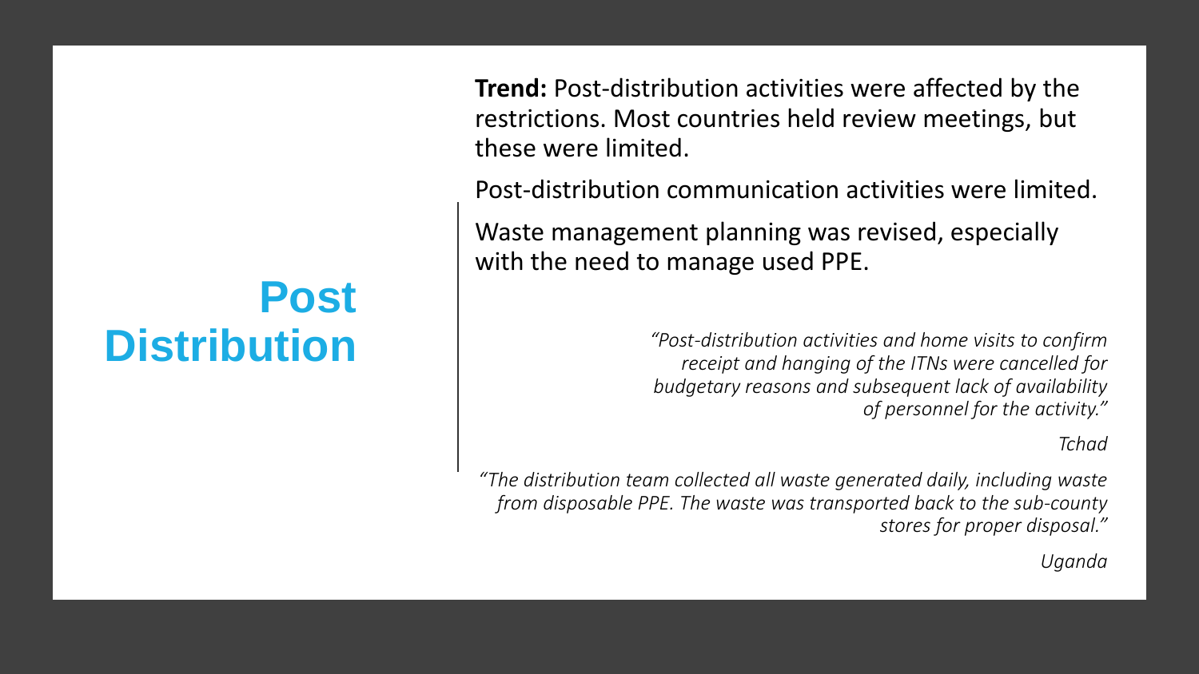# Post Distribution

**Trend:** Post-distribution activities were affected by the restrictions. Most countries held review meetings, but these were limited.

Post-distribution communication activities were limited.

Waste management planning was revised, especially with the need to manage used PPE.

> *"Post-distribution activities and home visits to confirm receipt and hanging of the ITNs were cancelled for budgetary reasons and subsequent lack of availability of personnel for the activity."*
>
> *Tchad*

> *"The distribution team collected all waste generated daily, including waste from disposable PPE. The waste was transported back to the sub-county stores for proper disposal."*
>
> *Uganda*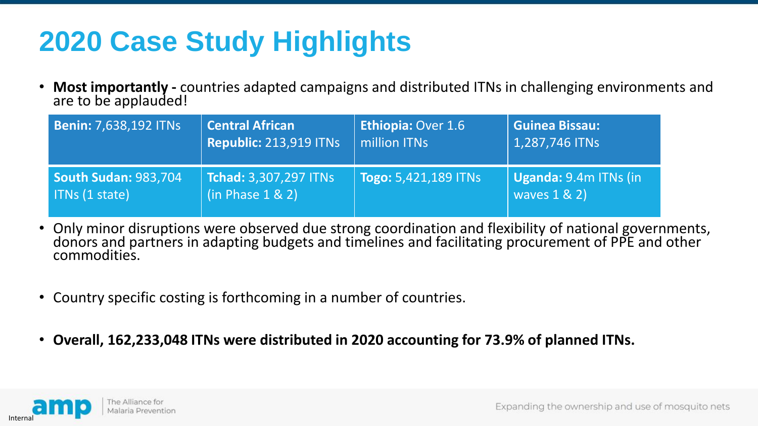# 2020 Case Study Highlights

- **Most importantly -** countries adapted campaigns and distributed ITNs in challenging environments and are to be applauded!

| **Benin:** 7,638,192 ITNs | **Central African Republic:** 213,919 ITNs | **Ethiopia:** Over 1.6 million ITNs | **Guinea Bissau:** 1,287,746 ITNs |
|---|---|---|---|
| **South Sudan:** 983,704 ITNs (1 state) | **Tchad:** 3,307,297 ITNs (in Phase 1 & 2) | **Togo:** 5,421,189 ITNs | **Uganda:** 9.4m ITNs (in waves 1 & 2) |

- Only minor disruptions were observed due strong coordination and flexibility of national governments, donors and partners in adapting budgets and timelines and facilitating procurement of PPE and other commodities.

- Country specific costing is forthcoming in a number of countries.

- **Overall, 162,233,048 ITNs were distributed in 2020 accounting for 73.9% of planned ITNs.**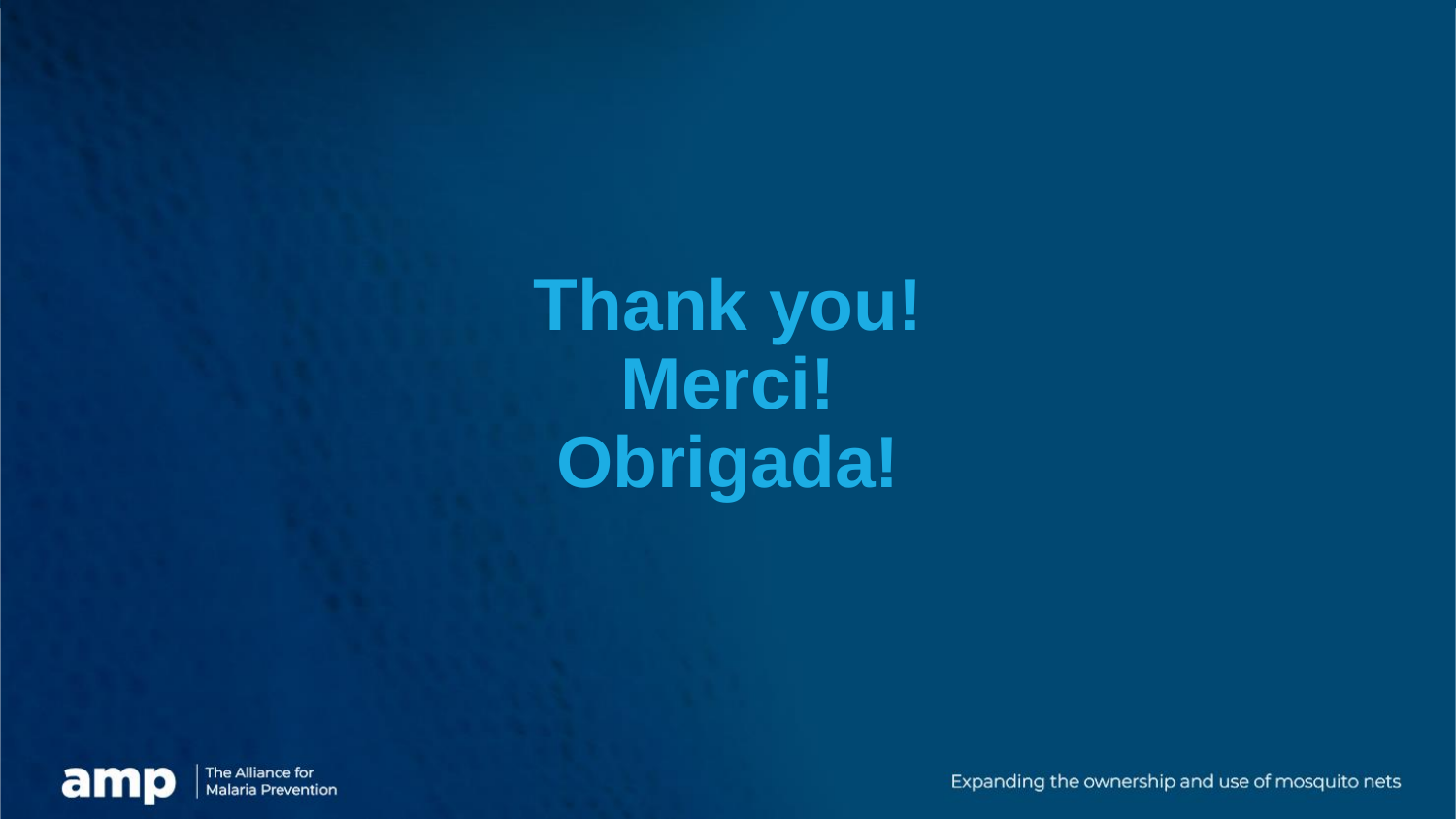# Thank you!
# Merci!
# Obrigada!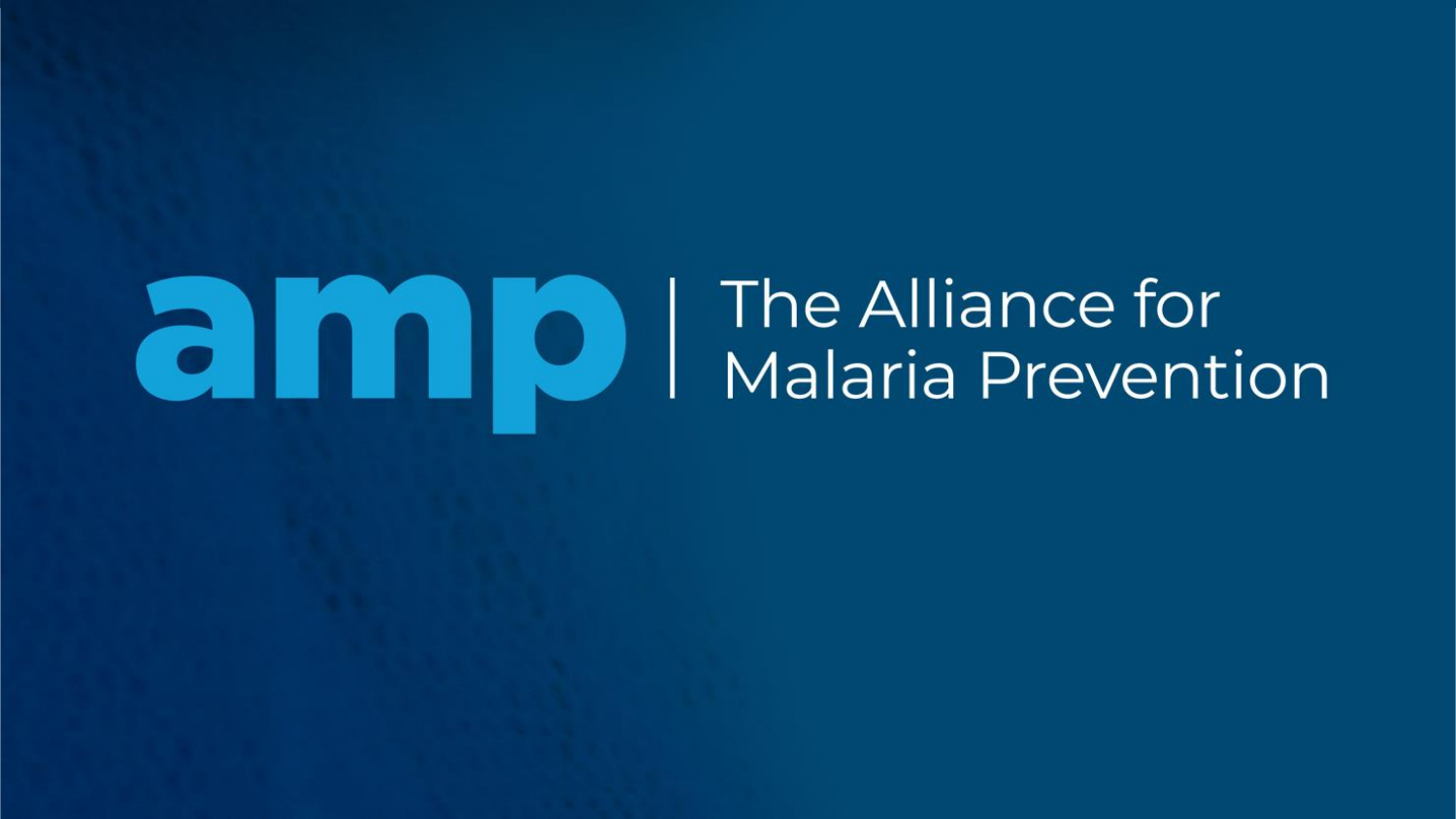amp | The Alliance for Malaria Prevention